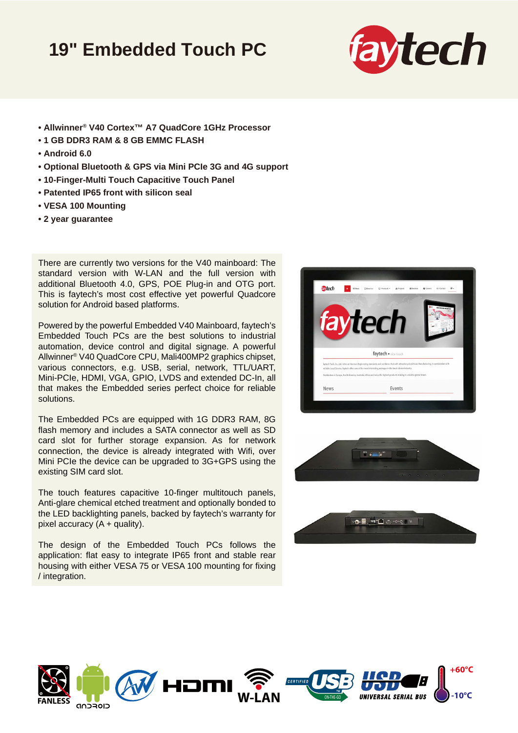# 19" Embedded Touch PC

- **Allwinner® V40 Cortex™ A7 QuadCore 1GHz Processor**
- **1 GB DDR3 RAM & 8 GB EMMC FLASH**
- **Android 6.0**
- **Optional Bluetooth & GPS via Mini PCIe 3G and 4G support**
- **10-Finger-Multi Touch Capacitive Touch Panel**
- **Patented IP65 front with silicon seal**
- **VESA 100 Mounting**
- **2 year guarantee**

There are currently two versions for the V40 mainboard: The standard version with W-LAN and the full version with additional Bluetooth 4.0, GPS, POE Plug-in and OTG port. This is faytech's most cost effective yet powerful Quadcore solution for Android based platforms.

Powered by the powerful Embedded V40 Mainboard, faytech's Embedded Touch PCs are the best solutions to industrial automation, device control and digital signage. A powerful Allwinner® V40 QuadCore CPU, Mali400MP2 graphics chipset, various connectors, e.g. USB, serial, network, TTL/UART, Mini-PCIe, HDMI, VGA, GPIO, LVDS and extended DC-In, all that makes the Embedded series perfect choice for reliable solutions.

The Embedded PCs are equipped with 1G DDR3 RAM, 8G flash memory and includes a SATA connector as well as SD card slot for further storage expansion. As for network connection, the device is already integrated with Wifi, over Mini PCIe the device can be upgraded to 3G+GPS using the existing SIM card slot.

The touch features capacitive 10-finger multitouch panels, Anti-glare chemical etched treatment and optionally bonded to the LED backlighting panels, backed by faytech's warranty for pixel accuracy (A + quality).

The design of the Embedded Touch PCs follows the application: flat easy to integrate IP65 front and stable rear housing with either VESA 75 or VESA 100 mounting for fixing / integration.

FANLESS | W-LAN | +60°C | -10°C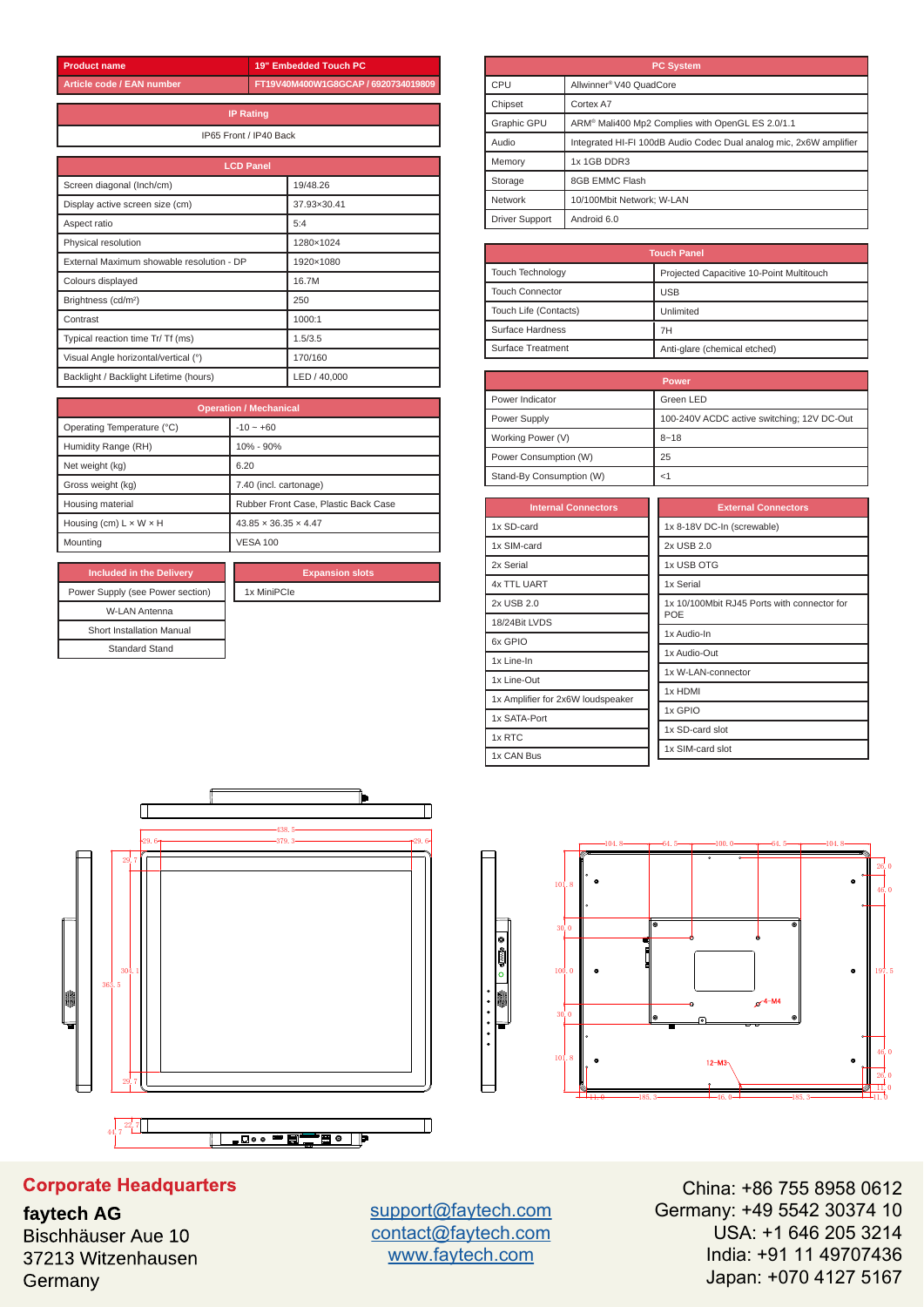| Product name | 19" Embedded Touch PC |
|---|---|
| Article code / EAN number | FT19V40M400W1G8GCAP / 6920734019809 |

| IP Rating |
|---|
| IP65 Front / IP40 Back |

| LCD Panel | |
|---|---|
| Screen diagonal (Inch/cm) | 19/48.26 |
| Display active screen size (cm) | 37.93×30.41 |
| Aspect ratio | 5:4 |
| Physical resolution | 1280×1024 |
| External Maximum showable resolution - DP | 1920×1080 |
| Colours displayed | 16.7M |
| Brightness (cd/m²) | 250 |
| Contrast | 1000:1 |
| Typical reaction time Tr/ Tf (ms) | 1.5/3.5 |
| Visual Angle horizontal/vertical (°) | 170/160 |
| Backlight / Backlight Lifetime (hours) | LED / 40,000 |

| Operation / Mechanical | |
|---|---|
| Operating Temperature (°C) | -10 ~ +60 |
| Humidity Range (RH) | 10% - 90% |
| Net weight (kg) | 6.20 |
| Gross weight (kg) | 7.40 (incl. cartonage) |
| Housing material | Rubber Front Case, Plastic Back Case |
| Housing (cm) L × W × H | 43.85 × 36.35 × 4.47 |
| Mounting | VESA 100 |

| Included in the Delivery |
|---|
| Power Supply (see Power section) |
| W-LAN Antenna |
| Short Installation Manual |
| Standard Stand |

| Expansion slots |
|---|
| 1x MiniPCIe |

| PC System | |
|---|---|
| CPU | Allwinner® V40 QuadCore |
| Chipset | Cortex A7 |
| Graphic GPU | ARM® Mali400 Mp2 Complies with OpenGL ES 2.0/1.1 |
| Audio | Integrated HI-FI 100dB Audio Codec Dual analog mic, 2x6W amplifier |
| Memory | 1x 1GB DDR3 |
| Storage | 8GB EMMC Flash |
| Network | 10/100Mbit Network; W-LAN |
| Driver Support | Android 6.0 |

| Touch Panel | |
|---|---|
| Touch Technology | Projected Capacitive 10-Point Multitouch |
| Touch Connector | USB |
| Touch Life (Contacts) | Unlimited |
| Surface Hardness | 7H |
| Surface Treatment | Anti-glare (chemical etched) |

| Power | |
|---|---|
| Power Indicator | Green LED |
| Power Supply | 100-240V ACDC active switching; 12V DC-Out |
| Working Power (V) | 8~18 |
| Power Consumption (W) | 25 |
| Stand-By Consumption (W) | <1 |

| Internal Connectors |
|---|
| 1x SD-card |
| 1x SIM-card |
| 2x Serial |
| 4x TTL UART |
| 2x USB 2.0 |
| 18/24Bit LVDS |
| 6x GPIO |
| 1x Line-In |
| 1x Line-Out |
| 1x Amplifier for 2x6W loudspeaker |
| 1x SATA-Port |
| 1x RTC |
| 1x CAN Bus |

| External Connectors |
|---|
| 1x 8-18V DC-In (screwable) |
| 2x USB 2.0 |
| 1x USB OTG |
| 1x Serial |
| 1x 10/100Mbit RJ45 Ports with connector for POE |
| 1x Audio-In |
| 1x Audio-Out |
| 1x W-LAN-connector |
| 1x HDMI |
| 1x GPIO |
| 1x SD-card slot |
| 1x SIM-card slot |

## Corporate Headquarters

**faytech AG**
Bischhäuser Aue 10
37213 Witzenhausen
Germany

support@faytech.com
contact@faytech.com
www.faytech.com

China: +86 755 8958 0612
Germany: +49 5542 30374 10
USA: +1 646 205 3214
India: +91 11 49707436
Japan: +070 4127 5167